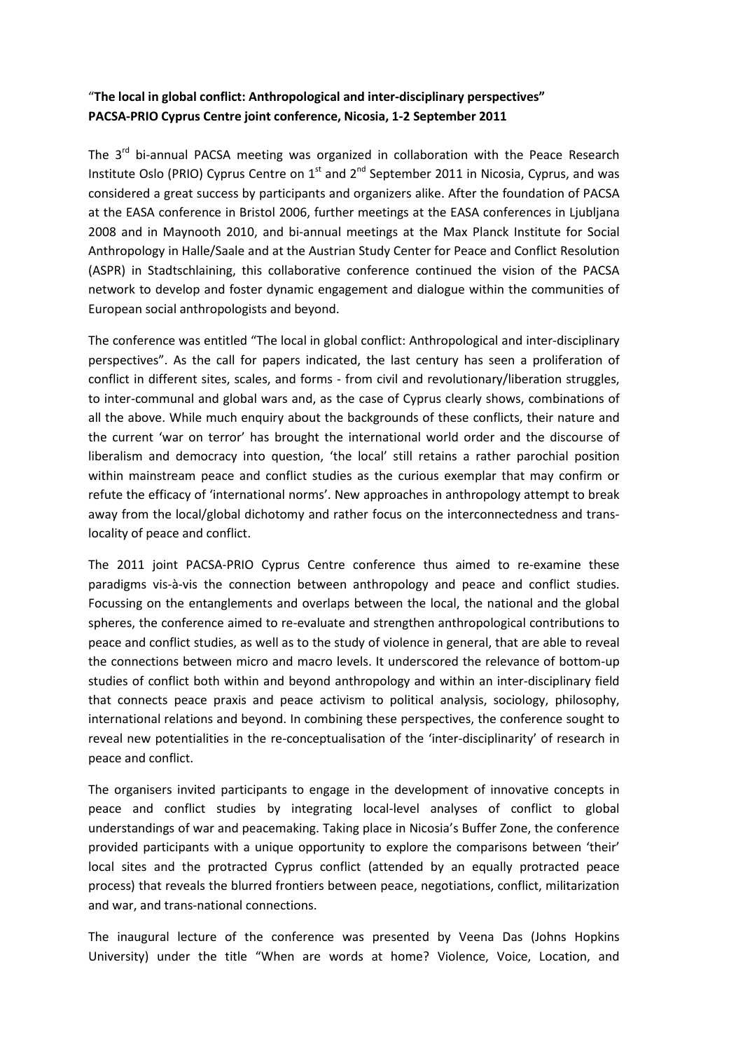**“The local in global conflict: Anthropological and inter-disciplinary perspectives”**
**PACSA-PRIO Cyprus Centre joint conference, Nicosia, 1-2 September 2011**

The 3rd bi-annual PACSA meeting was organized in collaboration with the Peace Research Institute Oslo (PRIO) Cyprus Centre on 1st and 2nd September 2011 in Nicosia, Cyprus, and was considered a great success by participants and organizers alike. After the foundation of PACSA at the EASA conference in Bristol 2006, further meetings at the EASA conferences in Ljubljana 2008 and in Maynooth 2010, and bi-annual meetings at the Max Planck Institute for Social Anthropology in Halle/Saale and at the Austrian Study Center for Peace and Conflict Resolution (ASPR) in Stadtschlaining, this collaborative conference continued the vision of the PACSA network to develop and foster dynamic engagement and dialogue within the communities of European social anthropologists and beyond.

The conference was entitled “The local in global conflict: Anthropological and inter-disciplinary perspectives”. As the call for papers indicated, the last century has seen a proliferation of conflict in different sites, scales, and forms - from civil and revolutionary/liberation struggles, to inter-communal and global wars and, as the case of Cyprus clearly shows, combinations of all the above. While much enquiry about the backgrounds of these conflicts, their nature and the current ‘war on terror’ has brought the international world order and the discourse of liberalism and democracy into question, ‘the local’ still retains a rather parochial position within mainstream peace and conflict studies as the curious exemplar that may confirm or refute the efficacy of ‘international norms’. New approaches in anthropology attempt to break away from the local/global dichotomy and rather focus on the interconnectedness and trans-locality of peace and conflict.

The 2011 joint PACSA-PRIO Cyprus Centre conference thus aimed to re-examine these paradigms vis-à-vis the connection between anthropology and peace and conflict studies. Focussing on the entanglements and overlaps between the local, the national and the global spheres, the conference aimed to re-evaluate and strengthen anthropological contributions to peace and conflict studies, as well as to the study of violence in general, that are able to reveal the connections between micro and macro levels. It underscored the relevance of bottom-up studies of conflict both within and beyond anthropology and within an inter-disciplinary field that connects peace praxis and peace activism to political analysis, sociology, philosophy, international relations and beyond. In combining these perspectives, the conference sought to reveal new potentialities in the re-conceptualisation of the ‘inter-disciplinarity’ of research in peace and conflict.

The organisers invited participants to engage in the development of innovative concepts in peace and conflict studies by integrating local-level analyses of conflict to global understandings of war and peacemaking. Taking place in Nicosia’s Buffer Zone, the conference provided participants with a unique opportunity to explore the comparisons between ‘their’ local sites and the protracted Cyprus conflict (attended by an equally protracted peace process) that reveals the blurred frontiers between peace, negotiations, conflict, militarization and war, and trans-national connections.

The inaugural lecture of the conference was presented by Veena Das (Johns Hopkins University) under the title “When are words at home? Violence, Voice, Location, and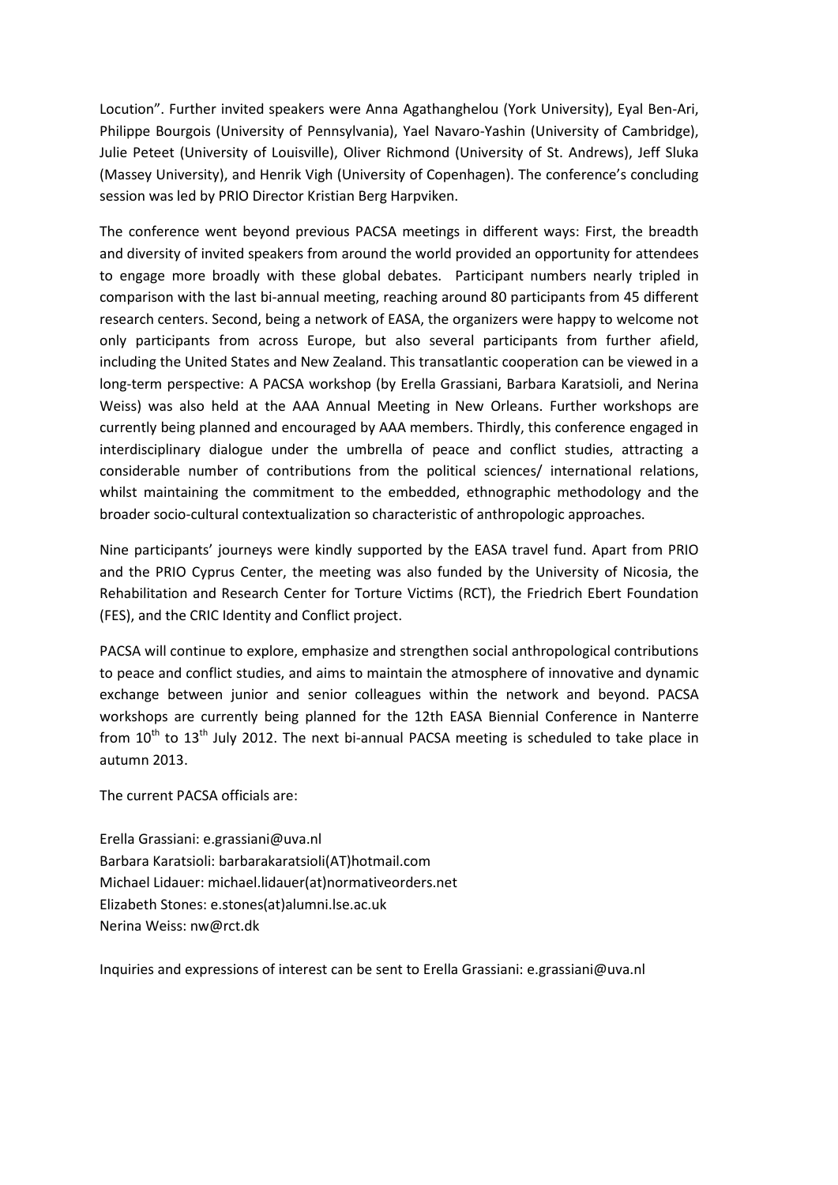Locution". Further invited speakers were Anna Agathanghelou (York University), Eyal Ben-Ari, Philippe Bourgois (University of Pennsylvania), Yael Navaro-Yashin (University of Cambridge), Julie Peteet (University of Louisville), Oliver Richmond (University of St. Andrews), Jeff Sluka (Massey University), and Henrik Vigh (University of Copenhagen). The conference's concluding session was led by PRIO Director Kristian Berg Harpviken.

The conference went beyond previous PACSA meetings in different ways: First, the breadth and diversity of invited speakers from around the world provided an opportunity for attendees to engage more broadly with these global debates. Participant numbers nearly tripled in comparison with the last bi-annual meeting, reaching around 80 participants from 45 different research centers. Second, being a network of EASA, the organizers were happy to welcome not only participants from across Europe, but also several participants from further afield, including the United States and New Zealand. This transatlantic cooperation can be viewed in a long-term perspective: A PACSA workshop (by Erella Grassiani, Barbara Karatsioli, and Nerina Weiss) was also held at the AAA Annual Meeting in New Orleans. Further workshops are currently being planned and encouraged by AAA members. Thirdly, this conference engaged in interdisciplinary dialogue under the umbrella of peace and conflict studies, attracting a considerable number of contributions from the political sciences/ international relations, whilst maintaining the commitment to the embedded, ethnographic methodology and the broader socio-cultural contextualization so characteristic of anthropologic approaches.

Nine participants' journeys were kindly supported by the EASA travel fund. Apart from PRIO and the PRIO Cyprus Center, the meeting was also funded by the University of Nicosia, the Rehabilitation and Research Center for Torture Victims (RCT), the Friedrich Ebert Foundation (FES), and the CRIC Identity and Conflict project.

PACSA will continue to explore, emphasize and strengthen social anthropological contributions to peace and conflict studies, and aims to maintain the atmosphere of innovative and dynamic exchange between junior and senior colleagues within the network and beyond. PACSA workshops are currently being planned for the 12th EASA Biennial Conference in Nanterre from 10th to 13th July 2012. The next bi-annual PACSA meeting is scheduled to take place in autumn 2013.

The current PACSA officials are:

Erella Grassiani: e.grassiani@uva.nl
Barbara Karatsioli: barbarakaratsioli(AT)hotmail.com
Michael Lidauer: michael.lidauer(at)normativeorders.net
Elizabeth Stones: e.stones(at)alumni.lse.ac.uk
Nerina Weiss: nw@rct.dk

Inquiries and expressions of interest can be sent to Erella Grassiani: e.grassiani@uva.nl